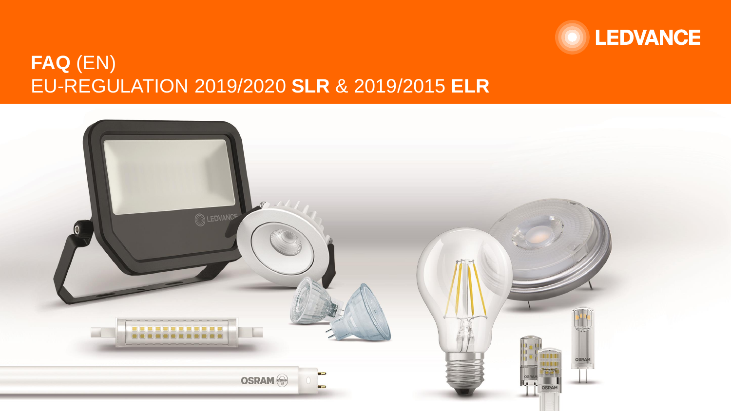LEDVANCE

# FAQ (EN)

## EU-REGULATION 2019/2020 SLR & 2019/2015 ELR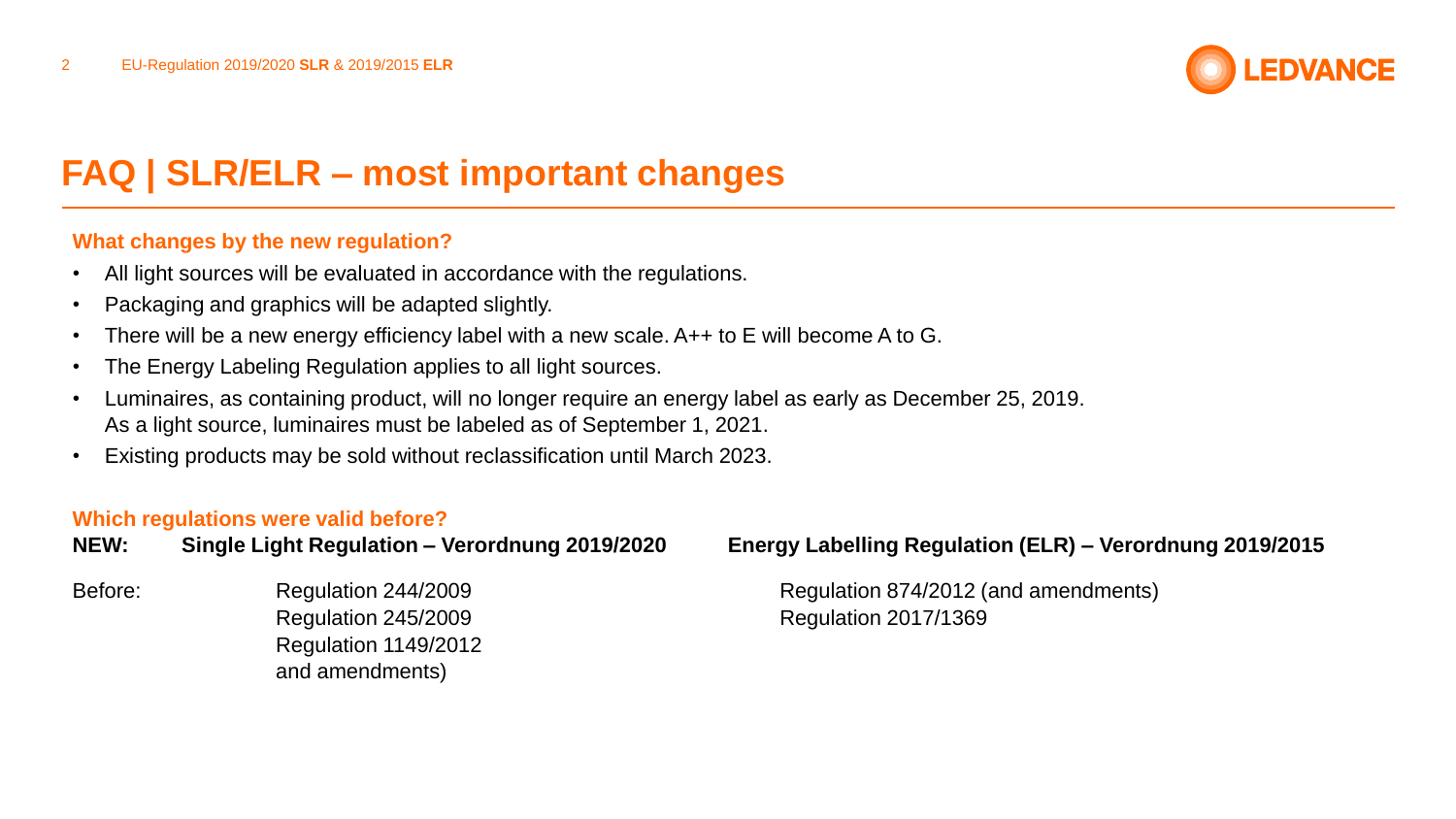# FAQ | SLR/ELR – most important changes

### What changes by the new regulation?

- All light sources will be evaluated in accordance with the regulations.
- Packaging and graphics will be adapted slightly.
- There will be a new energy efficiency label with a new scale. A++ to E will become A to G.
- The Energy Labeling Regulation applies to all light sources.
- Luminaires, as containing product, will no longer require an energy label as early as December 25, 2019. As a light source, luminaires must be labeled as of September 1, 2021.
- Existing products may be sold without reclassification until March 2023.

### Which regulations were valid before?

| | | |
|---|---|---|
| **NEW:** | **Single Light Regulation – Verordnung 2019/2020** | **Energy Labelling Regulation (ELR) – Verordnung 2019/2015** |
| Before: | Regulation 244/2009<br>Regulation 245/2009<br>Regulation 1149/2012<br>and amendments) | Regulation 874/2012 (and amendments)<br>Regulation 2017/1369 |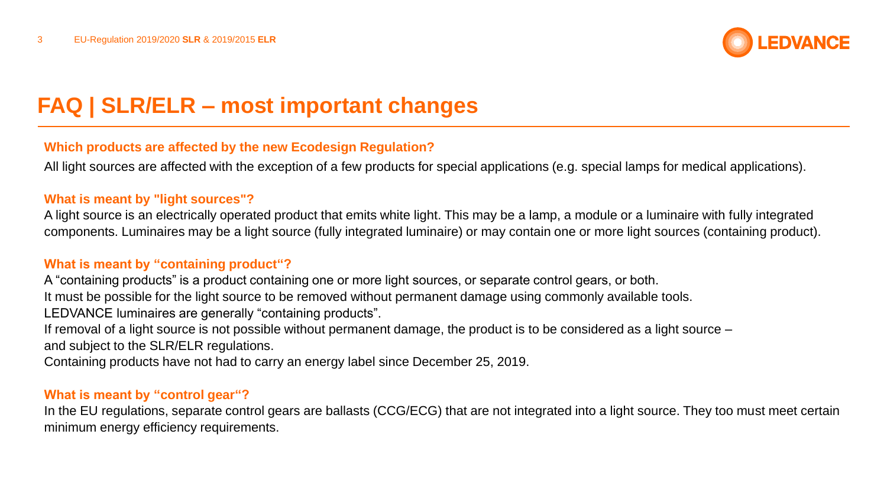# FAQ | SLR/ELR – most important changes

### Which products are affected by the new Ecodesign Regulation?

All light sources are affected with the exception of a few products for special applications (e.g. special lamps for medical applications).

### What is meant by "light sources"?

A light source is an electrically operated product that emits white light. This may be a lamp, a module or a luminaire with fully integrated components. Luminaires may be a light source (fully integrated luminaire) or may contain one or more light sources (containing product).

### What is meant by "containing product"?

A "containing products" is a product containing one or more light sources, or separate control gears, or both.
It must be possible for the light source to be removed without permanent damage using commonly available tools.
LEDVANCE luminaires are generally "containing products".
If removal of a light source is not possible without permanent damage, the product is to be considered as a light source – and subject to the SLR/ELR regulations.
Containing products have not had to carry an energy label since December 25, 2019.

### What is meant by "control gear"?

In the EU regulations, separate control gears are ballasts (CCG/ECG) that are not integrated into a light source. They too must meet certain minimum energy efficiency requirements.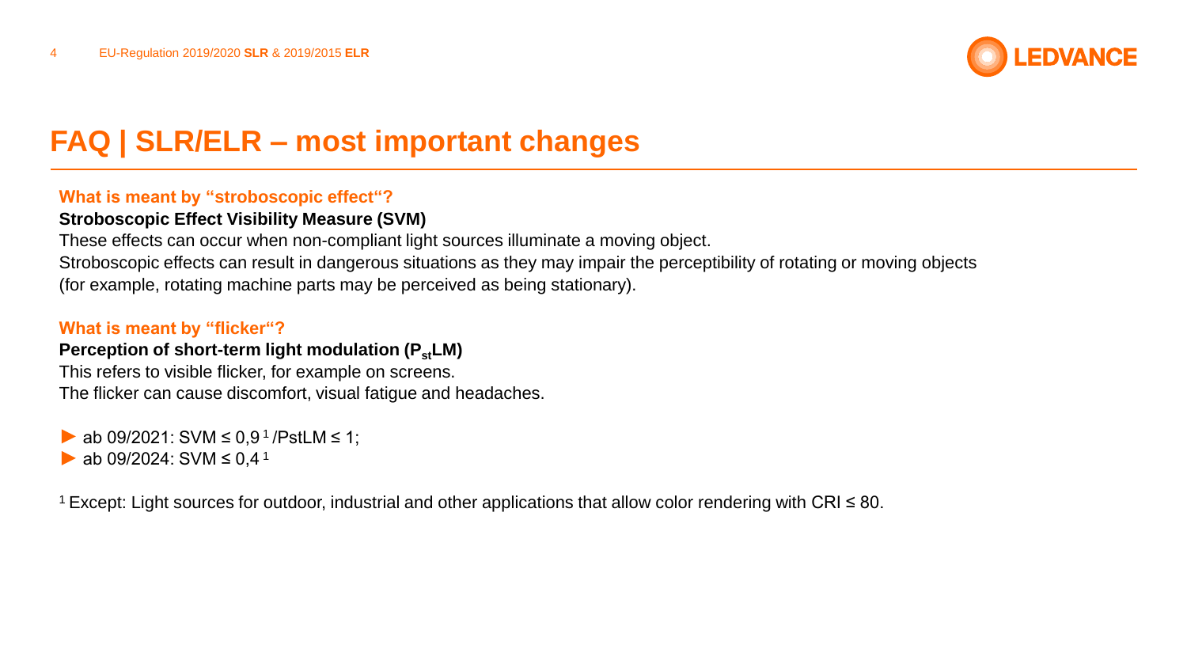# FAQ | SLR/ELR – most important changes

**What is meant by "stroboscopic effect"?**

**Stroboscopic Effect Visibility Measure (SVM)**

These effects can occur when non-compliant light sources illuminate a moving object.
Stroboscopic effects can result in dangerous situations as they may impair the perceptibility of rotating or moving objects (for example, rotating machine parts may be perceived as being stationary).

**What is meant by "flicker"?**

**Perception of short-term light modulation ($P_{st}LM$)**

This refers to visible flicker, for example on screens.
The flicker can cause discomfort, visual fatigue and headaches.

- ab 09/2021: SVM ≤ 0,9[1] /PstLM ≤ 1;
- ab 09/2024: SVM ≤ 0,4[1]

[1] Except: Light sources for outdoor, industrial and other applications that allow color rendering with CRI ≤ 80.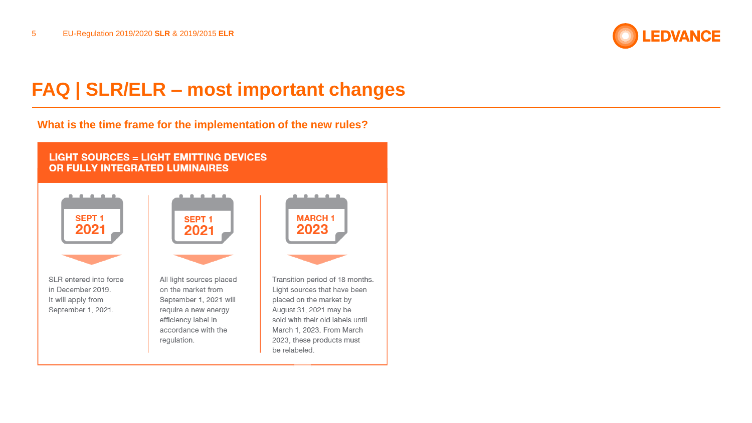# FAQ | SLR/ELR – most important changes

## What is the time frame for the implementation of the new rules?

**LIGHT SOURCES = LIGHT EMITTING DEVICES OR FULLY INTEGRATED LUMINAIRES**

**SEPT 1 2021**

SLR entered into force in December 2019. It will apply from September 1, 2021.

**SEPT 1 2021**

All light sources placed on the market from September 1, 2021 will require a new energy efficiency label in accordance with the regulation.

**MARCH 1 2023**

Transition period of 18 months. Light sources that have been placed on the market by August 31, 2021 may be sold with their old labels until March 1, 2023. From March 2023, these products must be relabeled.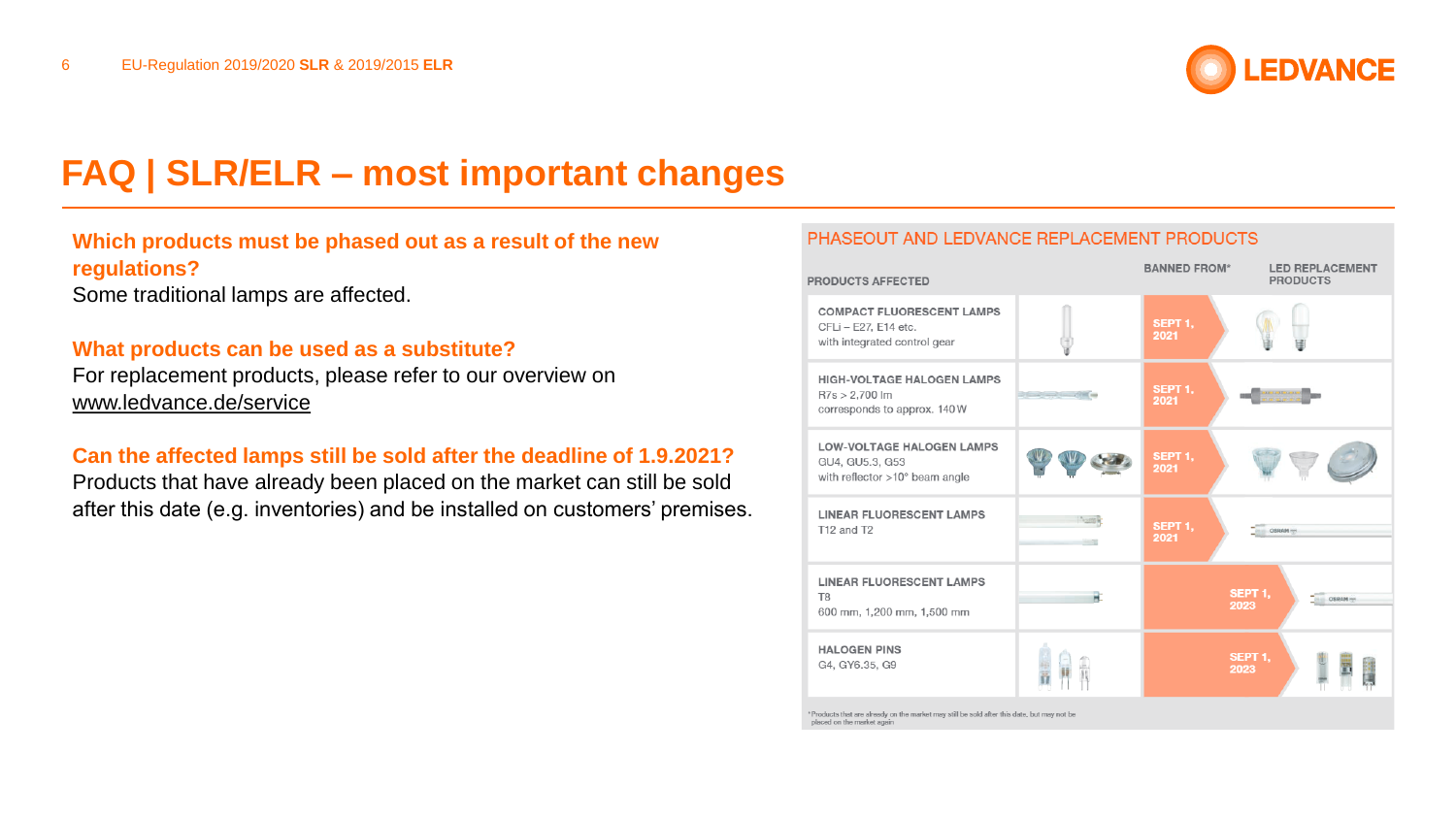# FAQ | SLR/ELR – most important changes

**Which products must be phased out as a result of the new regulations?**

Some traditional lamps are affected.

**What products can be used as a substitute?**

For replacement products, please refer to our overview on www.ledvance.de/service

**Can the affected lamps still be sold after the deadline of 1.9.2021?**

Products that have already been placed on the market can still be sold after this date (e.g. inventories) and be installed on customers' premises.

## PHASEOUT AND LEDVANCE REPLACEMENT PRODUCTS

| PRODUCTS AFFECTED | BANNED FROM* | LED REPLACEMENT PRODUCTS |
|---|---|---|
| **COMPACT FLUORESCENT LAMPS** CFLi – E27, E14 etc. with integrated control gear | SEPT 1, 2021 | |
| **HIGH-VOLTAGE HALOGEN LAMPS** R7s > 2,700 lm corresponds to approx. 140 W | SEPT 1, 2021 | |
| **LOW-VOLTAGE HALOGEN LAMPS** GU4, GU5.3, G53 with reflector >10° beam angle | SEPT 1, 2021 | |
| **LINEAR FLUORESCENT LAMPS** T12 and T2 | SEPT 1, 2021 | |
| **LINEAR FLUORESCENT LAMPS** T8 600 mm, 1,200 mm, 1,500 mm | SEPT 1, 2023 | |
| **HALOGEN PINS** G4, GY6.35, G9 | SEPT 1, 2023 | |

*Products that are already on the market may still be sold after this date, but may not be placed on the market again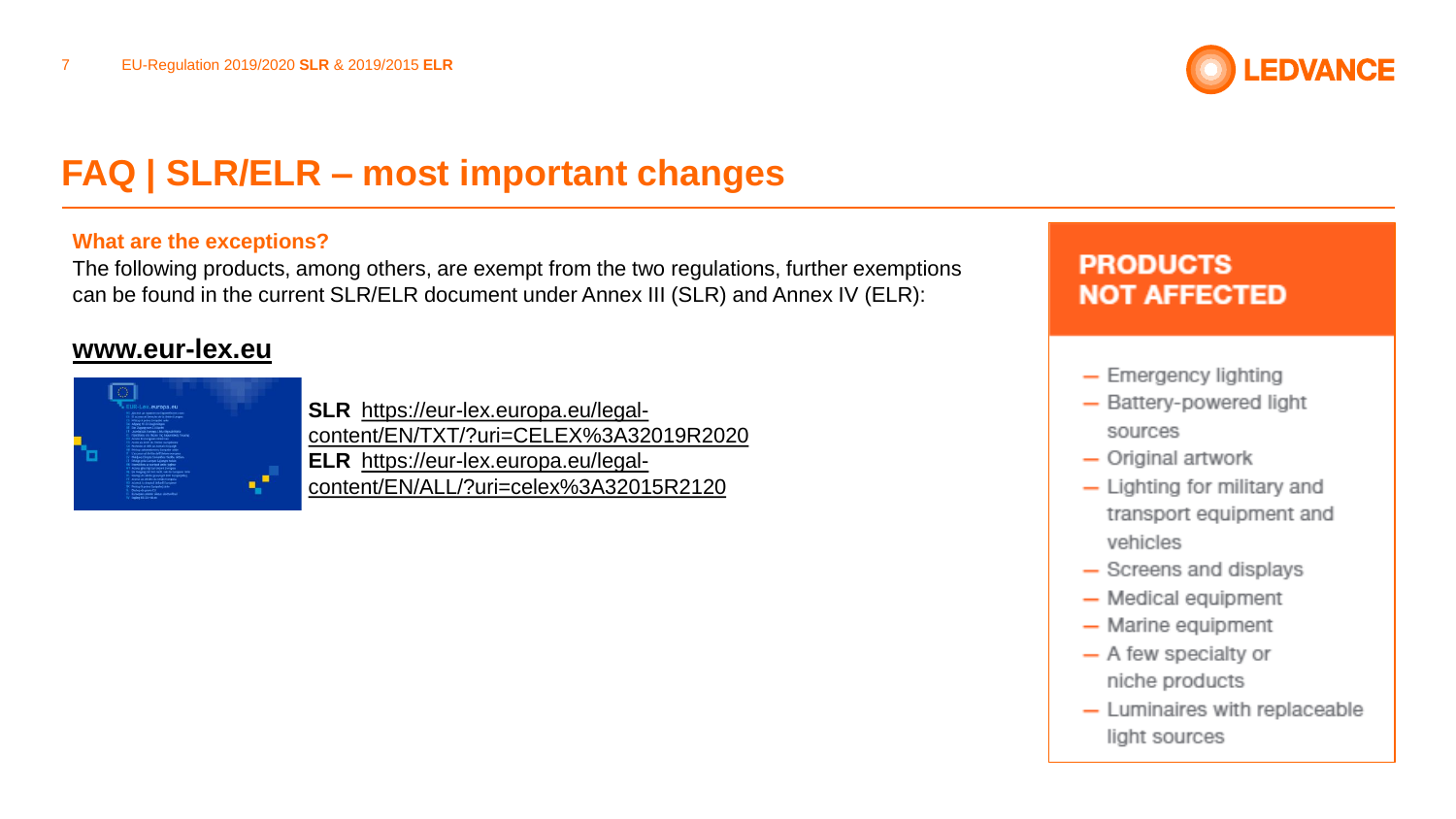# FAQ | SLR/ELR – most important changes

**What are the exceptions?**

The following products, among others, are exempt from the two regulations, further exemptions can be found in the current SLR/ELR document under Annex III (SLR) and Annex IV (ELR):

**www.eur-lex.eu**

**SLR** https://eur-lex.europa.eu/legal-content/EN/TXT/?uri=CELEX%3A32019R2020

**ELR** https://eur-lex.europa.eu/legal-content/EN/ALL/?uri=celex%3A32015R2120

## PRODUCTS NOT AFFECTED

- Emergency lighting
- Battery-powered light sources
- Original artwork
- Lighting for military and transport equipment and vehicles
- Screens and displays
- Medical equipment
- Marine equipment
- A few specialty or niche products
- Luminaires with replaceable light sources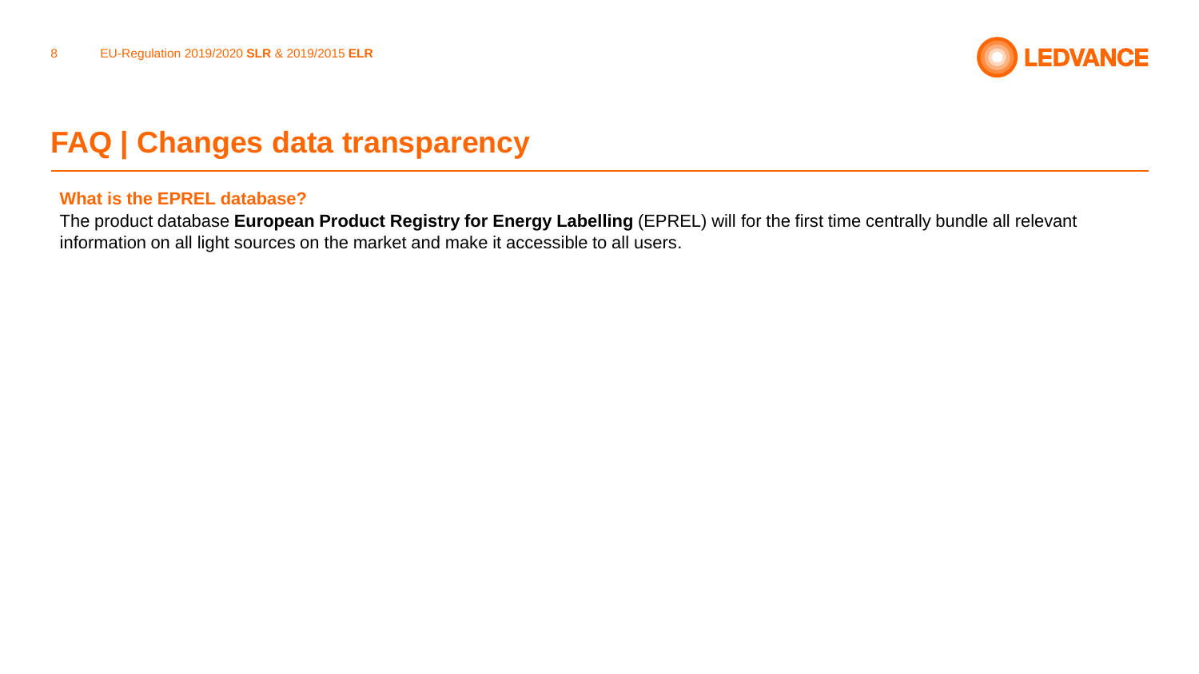# FAQ | Changes data transparency

**What is the EPREL database?**

The product database **European Product Registry for Energy Labelling** (EPREL) will for the first time centrally bundle all relevant information on all light sources on the market and make it accessible to all users.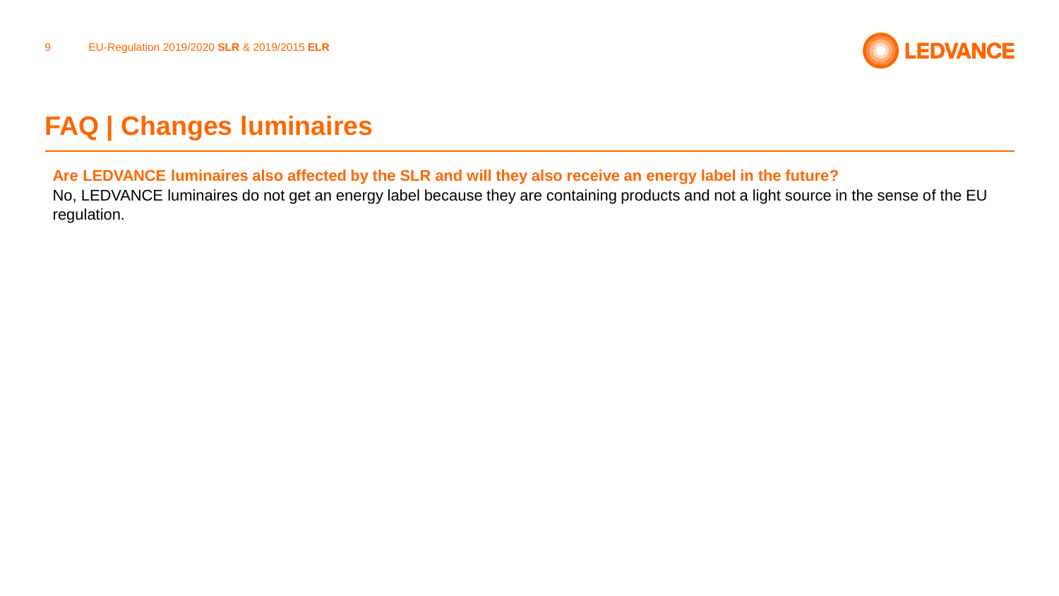# FAQ | Changes luminaires

**Are LEDVANCE luminaires also affected by the SLR and will they also receive an energy label in the future?**

No, LEDVANCE luminaires do not get an energy label because they are containing products and not a light source in the sense of the EU regulation.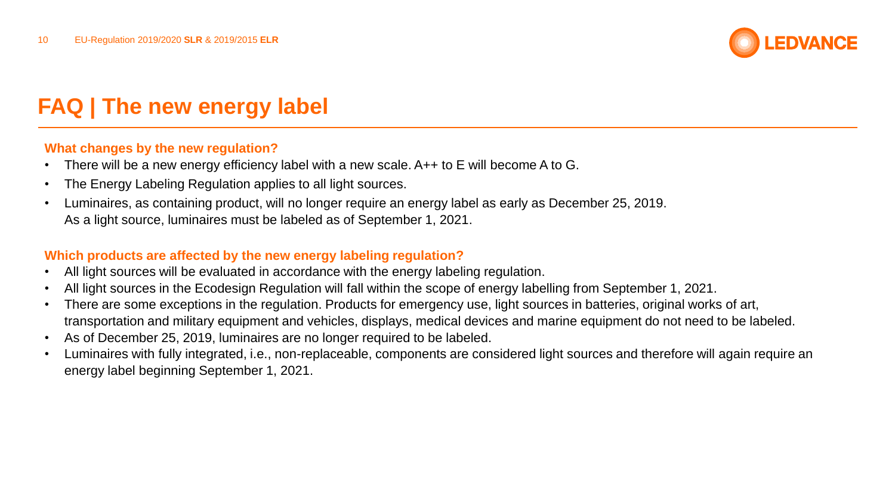# FAQ | The new energy label

### What changes by the new regulation?

- There will be a new energy efficiency label with a new scale. A++ to E will become A to G.
- The Energy Labeling Regulation applies to all light sources.
- Luminaires, as containing product, will no longer require an energy label as early as December 25, 2019. As a light source, luminaires must be labeled as of September 1, 2021.

### Which products are affected by the new energy labeling regulation?

- All light sources will be evaluated in accordance with the energy labeling regulation.
- All light sources in the Ecodesign Regulation will fall within the scope of energy labelling from September 1, 2021.
- There are some exceptions in the regulation. Products for emergency use, light sources in batteries, original works of art, transportation and military equipment and vehicles, displays, medical devices and marine equipment do not need to be labeled.
- As of December 25, 2019, luminaires are no longer required to be labeled.
- Luminaires with fully integrated, i.e., non-replaceable, components are considered light sources and therefore will again require an energy label beginning September 1, 2021.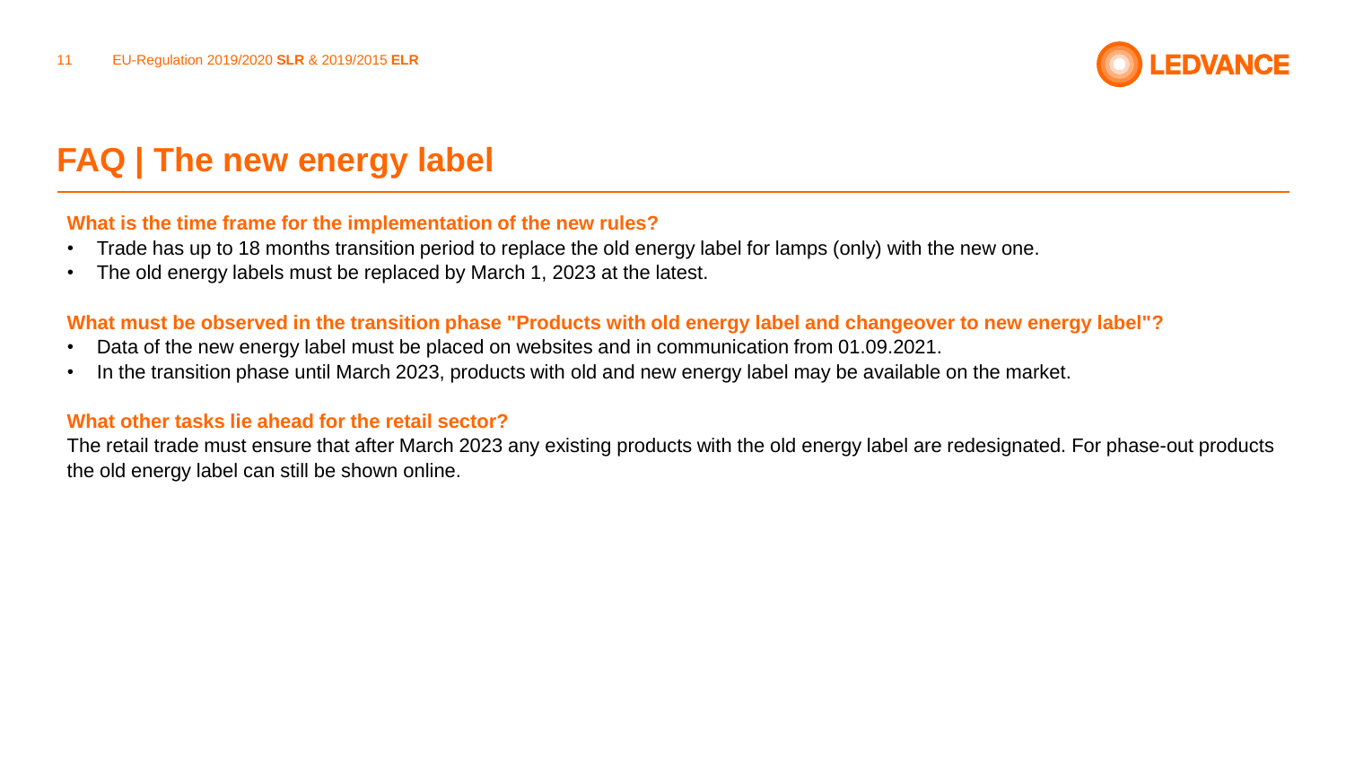# FAQ | The new energy label

### What is the time frame for the implementation of the new rules?

- Trade has up to 18 months transition period to replace the old energy label for lamps (only) with the new one.
- The old energy labels must be replaced by March 1, 2023 at the latest.

### What must be observed in the transition phase "Products with old energy label and changeover to new energy label"?

- Data of the new energy label must be placed on websites and in communication from 01.09.2021.
- In the transition phase until March 2023, products with old and new energy label may be available on the market.

### What other tasks lie ahead for the retail sector?

The retail trade must ensure that after March 2023 any existing products with the old energy label are redesignated. For phase-out products the old energy label can still be shown online.